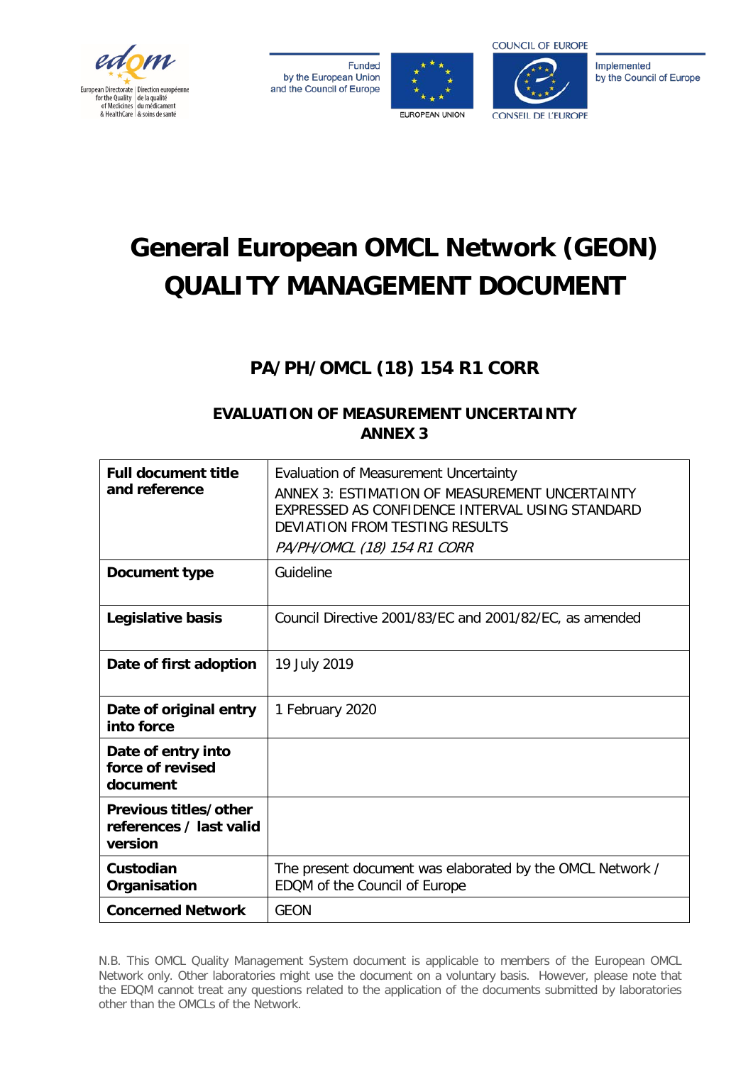# General European OMCL Network (GEON) QUALITY MANAGEMENT DOCUMENT

## PA/PH/OMCL (18) 154 R1 CORR

### EVALUATION OF MEASUREMENT UNCERTAINTY ANNEX 3

| | |
|---|---|
| **Full document title and reference** | Evaluation of Measurement Uncertainty<br>ANNEX 3: ESTIMATION OF MEASUREMENT UNCERTAINTY EXPRESSED AS CONFIDENCE INTERVAL USING STANDARD DEVIATION FROM TESTING RESULTS<br>*PA/PH/OMCL (18) 154 R1 CORR* |
| **Document type** | Guideline |
| **Legislative basis** | Council Directive 2001/83/EC and 2001/82/EC, as amended |
| **Date of first adoption** | 19 July 2019 |
| **Date of original entry into force** | 1 February 2020 |
| **Date of entry into force of revised document** | |
| **Previous titles/other references / last valid version** | |
| **Custodian Organisation** | The present document was elaborated by the OMCL Network / EDQM of the Council of Europe |
| **Concerned Network** | GEON |

N.B. This OMCL Quality Management System document is applicable to members of the European OMCL Network only. Other laboratories might use the document on a voluntary basis. However, please note that the EDQM cannot treat any questions related to the application of the documents submitted by laboratories other than the OMCLs of the Network.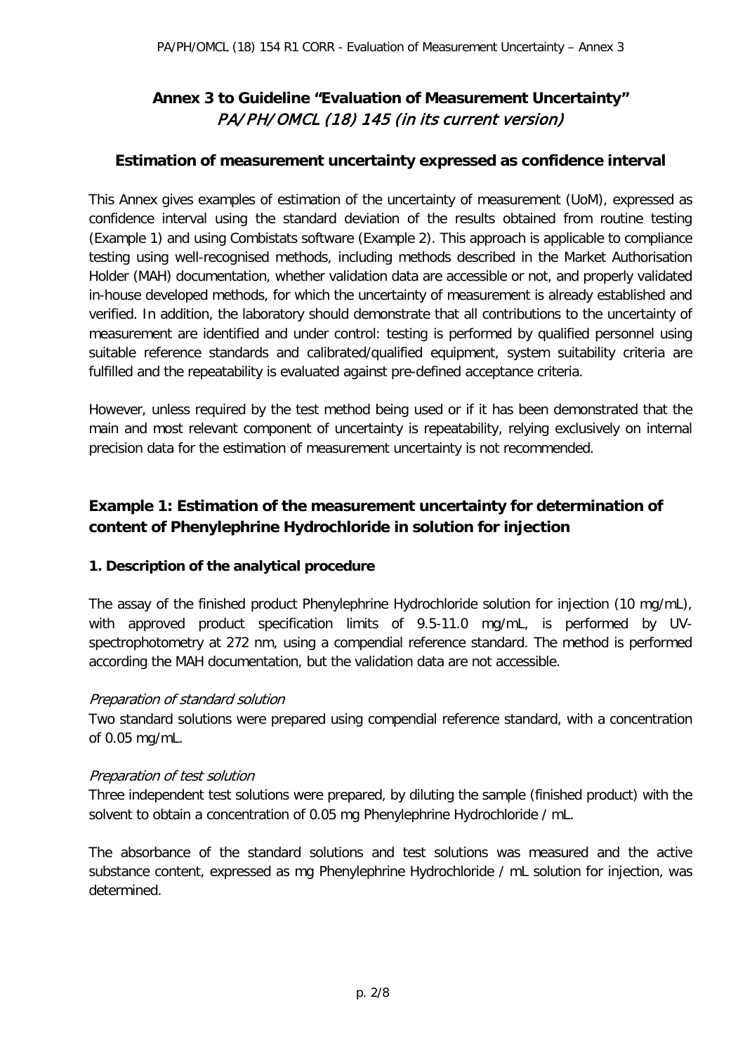# Annex 3 to Guideline "Evaluation of Measurement Uncertainty"

*PA/PH/OMCL (18) 145 (in its current version)*

## Estimation of measurement uncertainty expressed as confidence interval

This Annex gives examples of estimation of the uncertainty of measurement (UoM), expressed as confidence interval using the standard deviation of the results obtained from routine testing (Example 1) and using Combistats software (Example 2). This approach is applicable to compliance testing using well-recognised methods, including methods described in the Market Authorisation Holder (MAH) documentation, whether validation data are accessible or not, and properly validated in-house developed methods, for which the uncertainty of measurement is already established and verified. In addition, the laboratory should demonstrate that all contributions to the uncertainty of measurement are identified and under control: testing is performed by qualified personnel using suitable reference standards and calibrated/qualified equipment, system suitability criteria are fulfilled and the repeatability is evaluated against pre-defined acceptance criteria.

However, unless required by the test method being used or if it has been demonstrated that the main and most relevant component of uncertainty is repeatability, relying exclusively on internal precision data for the estimation of measurement uncertainty is not recommended.

## Example 1: Estimation of the measurement uncertainty for determination of content of Phenylephrine Hydrochloride in solution for injection

### 1. Description of the analytical procedure

The assay of the finished product Phenylephrine Hydrochloride solution for injection (10 mg/mL), with approved product specification limits of 9.5-11.0 mg/mL, is performed by UV-spectrophotometry at 272 nm, using a compendial reference standard. The method is performed according the MAH documentation, but the validation data are not accessible.

*Preparation of standard solution*

Two standard solutions were prepared using compendial reference standard, with a concentration of 0.05 mg/mL.

*Preparation of test solution*

Three independent test solutions were prepared, by diluting the sample (finished product) with the solvent to obtain a concentration of 0.05 mg Phenylephrine Hydrochloride / mL.

The absorbance of the standard solutions and test solutions was measured and the active substance content, expressed as mg Phenylephrine Hydrochloride / mL solution for injection, was determined.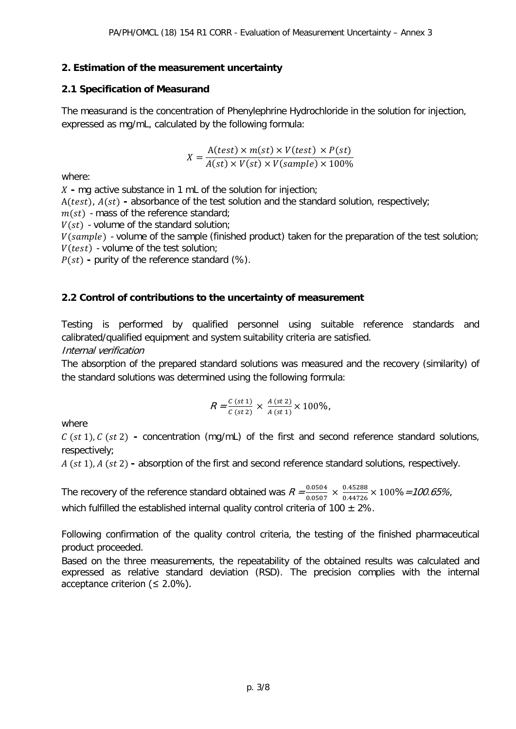## 2. Estimation of the measurement uncertainty

### 2.1 Specification of Measurand

The measurand is the concentration of Phenylephrine Hydrochloride in the solution for injection, expressed as mg/mL, calculated by the following formula:

$$X = \frac{A(test) \times m(st) \times V(test) \times P(st)}{A(st) \times V(st) \times V(sample) \times 100\%}$$

where:

$X$ **-** mg active substance in 1 mL of the solution for injection;

$A(test)$, $A(st)$ **-** absorbance of the test solution and the standard solution, respectively;

$m(st)$ - mass of the reference standard;

$V(st)$ - volume of the standard solution;

$V(sample)$ - volume of the sample (finished product) taken for the preparation of the test solution;

$V(test)$ - volume of the test solution;

$P(st)$ **-** purity of the reference standard (%).

### 2.2 Control of contributions to the uncertainty of measurement

Testing is performed by qualified personnel using suitable reference standards and calibrated/qualified equipment and system suitability criteria are satisfied.

*Internal verification*

The absorption of the prepared standard solutions was measured and the recovery (similarity) of the standard solutions was determined using the following formula:

$$R = \frac{C\ (st\ 1)}{C\ (st\ 2)} \times \frac{A\ (st\ 2)}{A\ (st\ 1)} \times 100\%,$$

where

$C\ (st\ 1), C\ (st\ 2)$ **-** concentration (mg/mL) of the first and second reference standard solutions, respectively;

$A\ (st\ 1), A\ (st\ 2)$ **-** absorption of the first and second reference standard solutions, respectively.

The recovery of the reference standard obtained was $R = \frac{0.0504}{0.0507} \times \frac{0.45288}{0.44726} \times 100\% = 100.65\%$, which fulfilled the established internal quality control criteria of 100 ± 2%.

Following confirmation of the quality control criteria, the testing of the finished pharmaceutical product proceeded.

Based on the three measurements, the repeatability of the obtained results was calculated and expressed as relative standard deviation (RSD). The precision complies with the internal acceptance criterion (≤ 2.0%).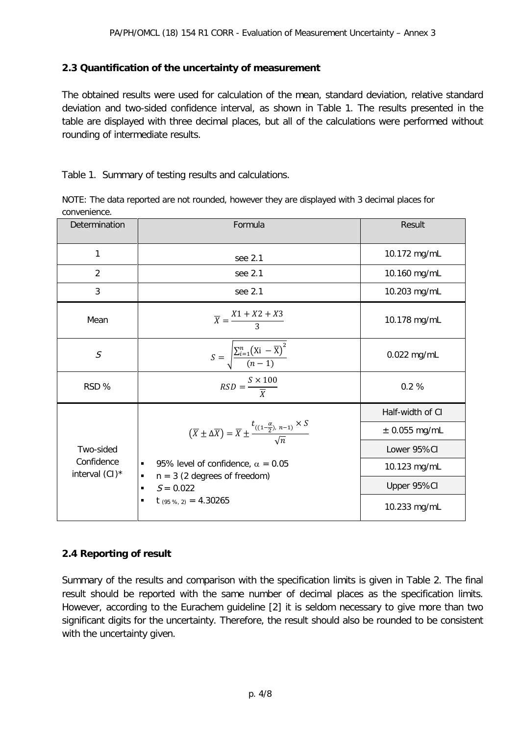## 2.3 Quantification of the uncertainty of measurement

The obtained results were used for calculation of the mean, standard deviation, relative standard deviation and two-sided confidence interval, as shown in Table 1. The results presented in the table are displayed with three decimal places, but all of the calculations were performed without rounding of intermediate results.

Table 1. Summary of testing results and calculations.

NOTE: The data reported are not rounded, however they are displayed with 3 decimal places for convenience.

| Determination | Formula | Result |
|---|---|---|
| 1 | see 2.1 | 10.172 mg/mL |
| 2 | see 2.1 | 10.160 mg/mL |
| 3 | see 2.1 | 10.203 mg/mL |
| Mean | $\overline{X} = \frac{X1 + X2 + X3}{3}$ | 10.178 mg/mL |
| $S$ | $S = \sqrt{\frac{\sum_{i=1}^{n}(\mathrm{Xi} - \overline{\mathrm{X}})^2}{(n-1)}}$ | 0.022 mg/mL |
| RSD % | $RSD = \frac{S \times 100}{\overline{X}}$ | 0.2 % |
| Two-sided Confidence interval (CI)* | $(\overline{X} \pm \Delta\overline{X}) = \overline{X} \pm \frac{t_{((1-\frac{\alpha}{2}),\ n-1)} \times S}{\sqrt{n}}$ <br> ▪ 95% level of confidence, $\alpha = 0.05$ <br> ▪ n = 3 (2 degrees of freedom) <br> ▪ $S = 0.022$ <br> ▪ $t_{(95\ \%,\ 2)} = 4.30265$ | Half-width of CI: ± 0.055 mg/mL <br> Lower 95%CI: 10.123 mg/mL <br> Upper 95%CI: 10.233 mg/mL |

## 2.4 Reporting of result

Summary of the results and comparison with the specification limits is given in Table 2. The final result should be reported with the same number of decimal places as the specification limits. However, according to the Eurachem guideline [2] it is seldom necessary to give more than two significant digits for the uncertainty. Therefore, the result should also be rounded to be consistent with the uncertainty given.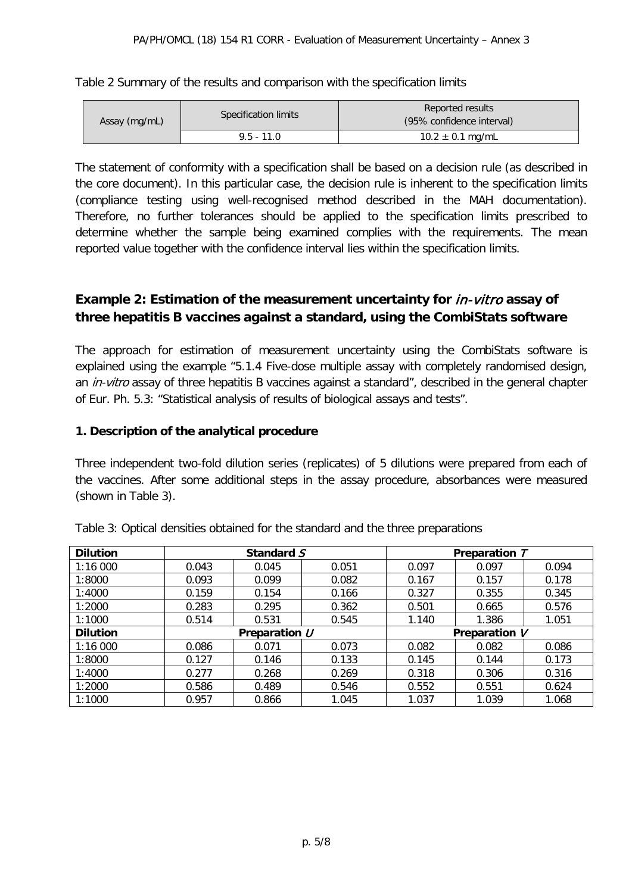Table 2 Summary of the results and comparison with the specification limits

| Assay (mg/mL) | Specification limits | Reported results (95% confidence interval) |
|---|---|---|
| | 9.5 - 11.0 | 10.2 ± 0.1 mg/mL |

The statement of conformity with a specification shall be based on a decision rule (as described in the core document). In this particular case, the decision rule is inherent to the specification limits (compliance testing using well-recognised method described in the MAH documentation). Therefore, no further tolerances should be applied to the specification limits prescribed to determine whether the sample being examined complies with the requirements. The mean reported value together with the confidence interval lies within the specification limits.

## Example 2: Estimation of the measurement uncertainty for *in-vitro* assay of three hepatitis B vaccines against a standard, using the CombiStats software

The approach for estimation of measurement uncertainty using the CombiStats software is explained using the example "5.1.4 Five-dose multiple assay with completely randomised design, an *in-vitro* assay of three hepatitis B vaccines against a standard", described in the general chapter of Eur. Ph. 5.3: "Statistical analysis of results of biological assays and tests".

### 1. Description of the analytical procedure

Three independent two-fold dilution series (replicates) of 5 dilutions were prepared from each of the vaccines. After some additional steps in the assay procedure, absorbances were measured (shown in Table 3).

Table 3: Optical densities obtained for the standard and the three preparations

| **Dilution** | **Standard *S*** | | | **Preparation *T*** | | |
|---|---|---|---|---|---|---|
| 1:16 000 | 0.043 | 0.045 | 0.051 | 0.097 | 0.097 | 0.094 |
| 1:8000 | 0.093 | 0.099 | 0.082 | 0.167 | 0.157 | 0.178 |
| 1:4000 | 0.159 | 0.154 | 0.166 | 0.327 | 0.355 | 0.345 |
| 1:2000 | 0.283 | 0.295 | 0.362 | 0.501 | 0.665 | 0.576 |
| 1:1000 | 0.514 | 0.531 | 0.545 | 1.140 | 1.386 | 1.051 |
| **Dilution** | **Preparation *U*** | | | **Preparation *V*** | | |
| 1:16 000 | 0.086 | 0.071 | 0.073 | 0.082 | 0.082 | 0.086 |
| 1:8000 | 0.127 | 0.146 | 0.133 | 0.145 | 0.144 | 0.173 |
| 1:4000 | 0.277 | 0.268 | 0.269 | 0.318 | 0.306 | 0.316 |
| 1:2000 | 0.586 | 0.489 | 0.546 | 0.552 | 0.551 | 0.624 |
| 1:1000 | 0.957 | 0.866 | 1.045 | 1.037 | 1.039 | 1.068 |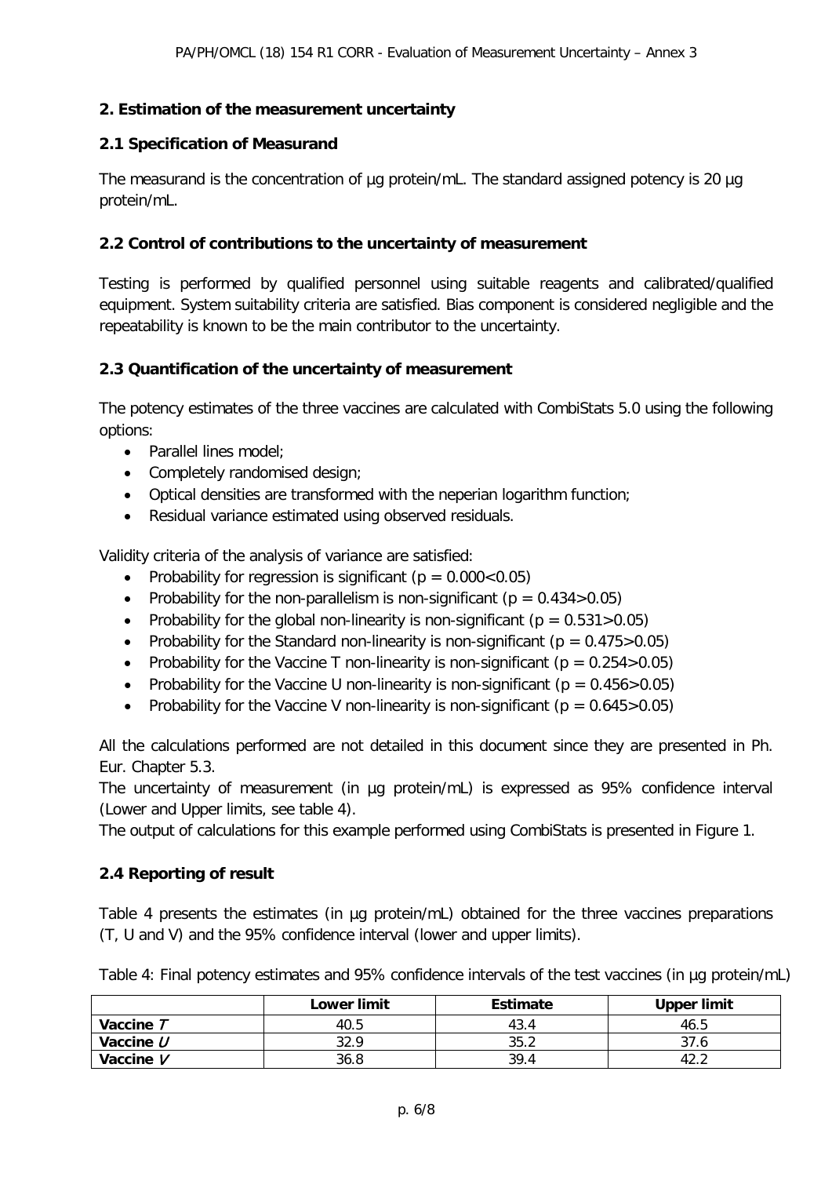## 2. Estimation of the measurement uncertainty

### 2.1 Specification of Measurand

The measurand is the concentration of µg protein/mL. The standard assigned potency is 20 µg protein/mL.

### 2.2 Control of contributions to the uncertainty of measurement

Testing is performed by qualified personnel using suitable reagents and calibrated/qualified equipment. System suitability criteria are satisfied. Bias component is considered negligible and the repeatability is known to be the main contributor to the uncertainty.

### 2.3 Quantification of the uncertainty of measurement

The potency estimates of the three vaccines are calculated with CombiStats 5.0 using the following options:

- Parallel lines model;
- Completely randomised design;
- Optical densities are transformed with the neperian logarithm function;
- Residual variance estimated using observed residuals.

Validity criteria of the analysis of variance are satisfied:

- Probability for regression is significant ($p = 0.000 < 0.05$)
- Probability for the non-parallelism is non-significant ($p = 0.434 > 0.05$)
- Probability for the global non-linearity is non-significant ($p = 0.531 > 0.05$)
- Probability for the Standard non-linearity is non-significant ($p = 0.475 > 0.05$)
- Probability for the Vaccine T non-linearity is non-significant ($p = 0.254 > 0.05$)
- Probability for the Vaccine U non-linearity is non-significant ($p = 0.456 > 0.05$)
- Probability for the Vaccine V non-linearity is non-significant ($p = 0.645 > 0.05$)

All the calculations performed are not detailed in this document since they are presented in Ph. Eur. Chapter 5.3.

The uncertainty of measurement (in µg protein/mL) is expressed as 95% confidence interval (Lower and Upper limits, see table 4).

The output of calculations for this example performed using CombiStats is presented in Figure 1.

### 2.4 Reporting of result

Table 4 presents the estimates (in µg protein/mL) obtained for the three vaccines preparations (T, U and V) and the 95% confidence interval (lower and upper limits).

Table 4: Final potency estimates and 95% confidence intervals of the test vaccines (in µg protein/mL)

| | Lower limit | Estimate | Upper limit |
|---|---|---|---|
| **Vaccine *T*** | 40.5 | 43.4 | 46.5 |
| **Vaccine *U*** | 32.9 | 35.2 | 37.6 |
| **Vaccine *V*** | 36.8 | 39.4 | 42.2 |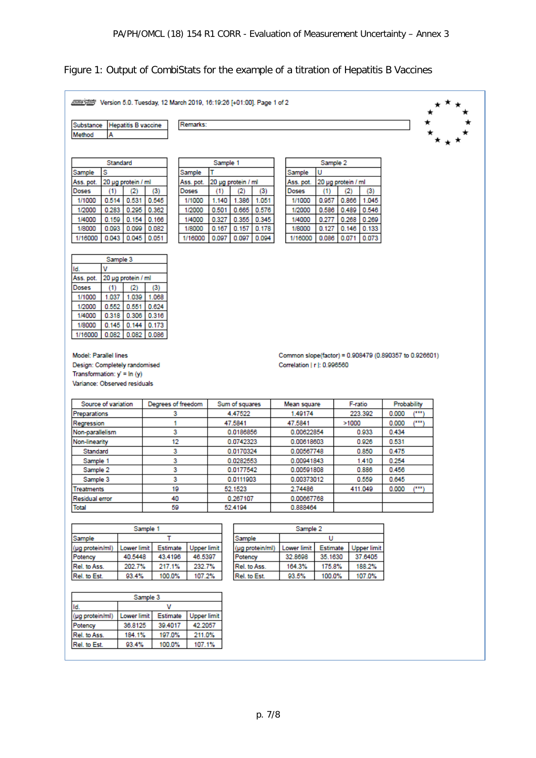Figure 1: Output of CombiStats for the example of a titration of Hepatitis B Vaccines

Version 5.0. Tuesday, 12 March 2019, 16:19:26 [+01:00]. Page 1 of 2

| Substance | Hepatitis B vaccine |
|---|---|
| Method | A |

Remarks:

| Standard | | | |
|---|---|---|---|
| Sample | S | | |
| Ass. pot. | 20 µg protein / ml | | |
| Doses | (1) | (2) | (3) |
| 1/1000 | 0.514 | 0.531 | 0.545 |
| 1/2000 | 0.283 | 0.295 | 0.362 |
| 1/4000 | 0.159 | 0.154 | 0.166 |
| 1/8000 | 0.093 | 0.099 | 0.082 |
| 1/16000 | 0.043 | 0.045 | 0.051 |

| Sample 1 | | | |
|---|---|---|---|
| Sample | T | | |
| Ass. pot. | 20 µg protein / ml | | |
| Doses | (1) | (2) | (3) |
| 1/1000 | 1.140 | 1.386 | 1.051 |
| 1/2000 | 0.501 | 0.665 | 0.576 |
| 1/4000 | 0.327 | 0.355 | 0.345 |
| 1/8000 | 0.167 | 0.157 | 0.178 |
| 1/16000 | 0.097 | 0.097 | 0.094 |

| Sample 2 | | | |
|---|---|---|---|
| Sample | U | | |
| Ass. pot. | 20 µg protein / ml | | |
| Doses | (1) | (2) | (3) |
| 1/1000 | 0.957 | 0.866 | 1.045 |
| 1/2000 | 0.586 | 0.489 | 0.546 |
| 1/4000 | 0.277 | 0.268 | 0.269 |
| 1/8000 | 0.127 | 0.146 | 0.133 |
| 1/16000 | 0.086 | 0.071 | 0.073 |

| Sample 3 | | | |
|---|---|---|---|
| Id. | V | | |
| Ass. pot. | 20 µg protein / ml | | |
| Doses | (1) | (2) | (3) |
| 1/1000 | 1.037 | 1.039 | 1.068 |
| 1/2000 | 0.552 | 0.551 | 0.624 |
| 1/4000 | 0.318 | 0.306 | 0.316 |
| 1/8000 | 0.145 | 0.144 | 0.173 |
| 1/16000 | 0.082 | 0.082 | 0.086 |

Model: Parallel lines
Design: Completely randomised
Transformation: y' = ln (y)
Variance: Observed residuals

Common slope(factor) = 0.908479 (0.890357 to 0.926601)
Correlation | r |: 0.996560

| Source of variation | Degrees of freedom | Sum of squares | Mean square | F-ratio | Probability |
|---|---|---|---|---|---|
| Preparations | 3 | 4.47522 | 1.49174 | 223.392 | 0.000 (\*\*\*) |
| Regression | 1 | 47.5841 | 47.5841 | >1000 | 0.000 (\*\*\*) |
| Non-parallelism | 3 | 0.0186856 | 0.00622854 | 0.933 | 0.434 |
| Non-linearity | 12 | 0.0742323 | 0.00618603 | 0.926 | 0.531 |
| Standard | 3 | 0.0170324 | 0.00567748 | 0.850 | 0.475 |
| Sample 1 | 3 | 0.0282553 | 0.00941843 | 1.410 | 0.254 |
| Sample 2 | 3 | 0.0177542 | 0.00591808 | 0.886 | 0.456 |
| Sample 3 | 3 | 0.0111903 | 0.00373012 | 0.559 | 0.645 |
| Treatments | 19 | 52.1523 | 2.74486 | 411.049 | 0.000 (\*\*\*) |
| Residual error | 40 | 0.267107 | 0.00667768 | | |
| Total | 59 | 52.4194 | 0.888464 | | |

| Sample 1 | | | |
|---|---|---|---|
| Sample | T | | |
| (µg protein/ml) | Lower limit | Estimate | Upper limit |
| Potency | 40.5448 | 43.4196 | 46.5397 |
| Rel. to Ass. | 202.7% | 217.1% | 232.7% |
| Rel. to Est. | 93.4% | 100.0% | 107.2% |

| Sample 2 | | | |
|---|---|---|---|
| Sample | U | | |
| (µg protein/ml) | Lower limit | Estimate | Upper limit |
| Potency | 32.8698 | 35.1630 | 37.6405 |
| Rel. to Ass. | 164.3% | 175.8% | 188.2% |
| Rel. to Est. | 93.5% | 100.0% | 107.0% |

| Sample 3 | | | |
|---|---|---|---|
| Id. | V | | |
| (µg protein/ml) | Lower limit | Estimate | Upper limit |
| Potency | 36.8125 | 39.4017 | 42.2057 |
| Rel. to Ass. | 184.1% | 197.0% | 211.0% |
| Rel. to Est. | 93.4% | 100.0% | 107.1% |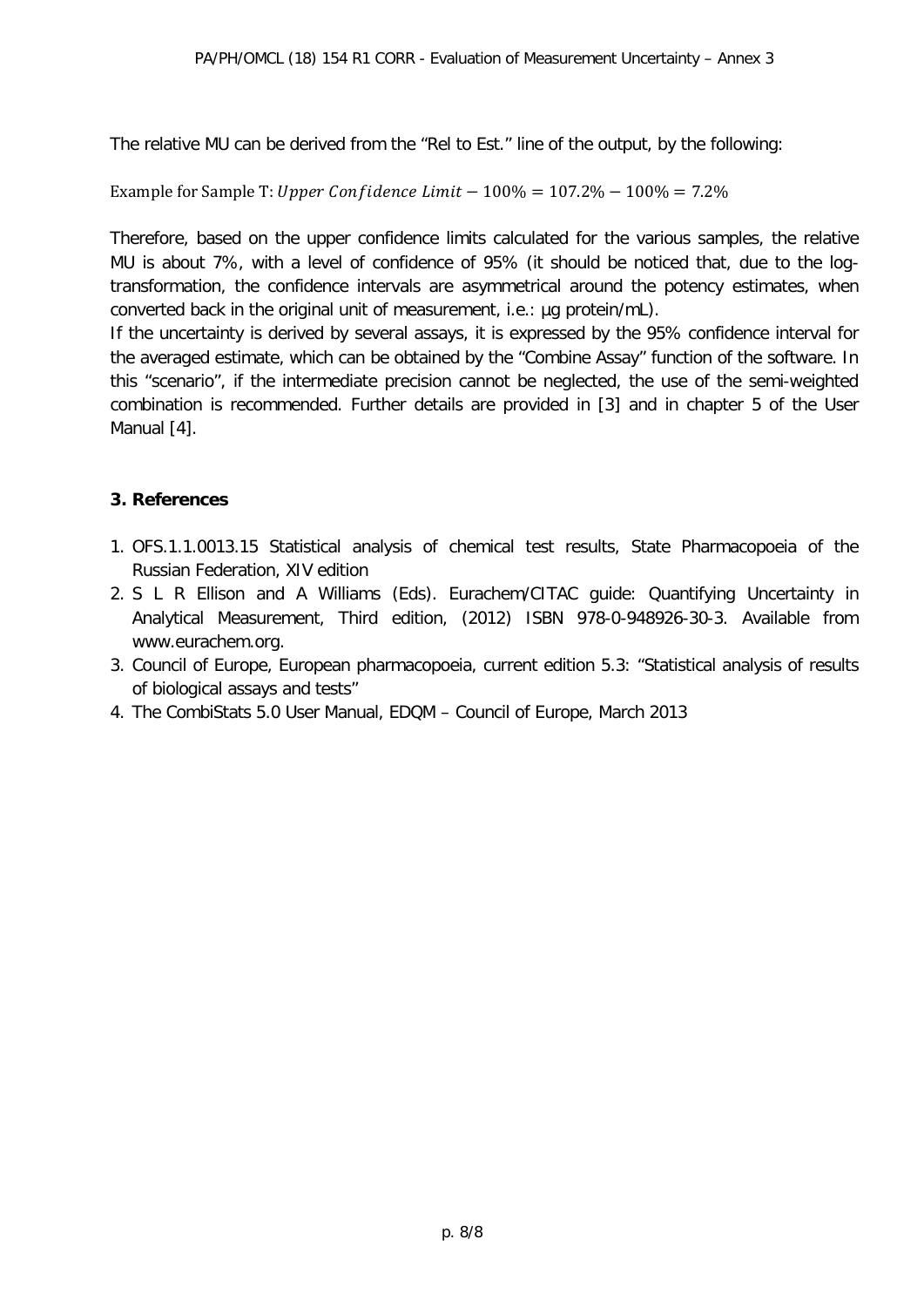The relative MU can be derived from the “Rel to Est.” line of the output, by the following:

Example for Sample T: $Upper\ Confidence\ Limit - 100\% = 107.2\% - 100\% = 7.2\%$

Therefore, based on the upper confidence limits calculated for the various samples, the relative MU is about 7%, with a level of confidence of 95% (it should be noticed that, due to the log-transformation, the confidence intervals are asymmetrical around the potency estimates, when converted back in the original unit of measurement, i.e.: µg protein/mL).

If the uncertainty is derived by several assays, it is expressed by the 95% confidence interval for the averaged estimate, which can be obtained by the “Combine Assay” function of the software. In this “scenario”, if the intermediate precision cannot be neglected, the use of the semi-weighted combination is recommended. Further details are provided in [3] and in chapter 5 of the User Manual [4].

## 3. References

1. OFS.1.1.0013.15 Statistical analysis of chemical test results, State Pharmacopoeia of the Russian Federation, XIV edition
2. S L R Ellison and A Williams (Eds). Eurachem/CITAC guide: Quantifying Uncertainty in Analytical Measurement, Third edition, (2012) ISBN 978-0-948926-30-3. Available from www.eurachem.org.
3. Council of Europe, European pharmacopoeia, current edition 5.3: “Statistical analysis of results of biological assays and tests”
4. The CombiStats 5.0 User Manual, EDQM – Council of Europe, March 2013